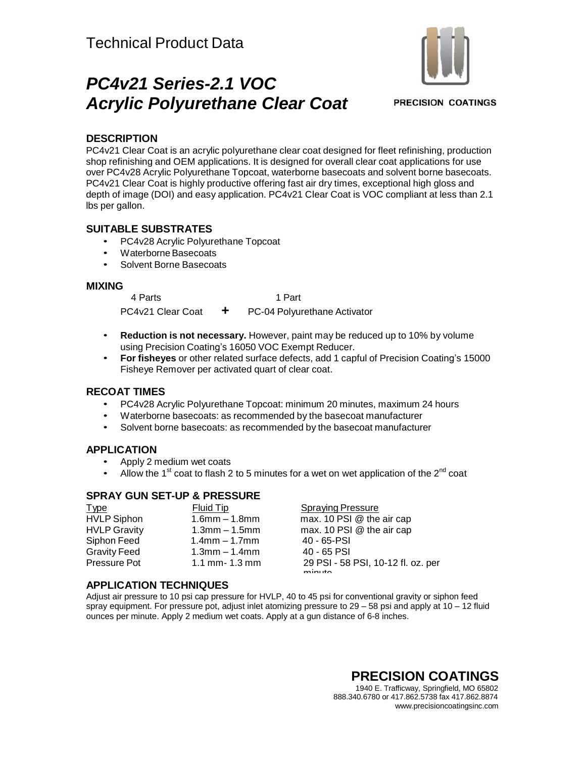Technical Product Data

# *PC4v21 Series-2.1 VOC Acrylic Polyurethane Clear Coat*

PRECISION COATINGS

## DESCRIPTION

PC4v21 Clear Coat is an acrylic polyurethane clear coat designed for fleet refinishing, production shop refinishing and OEM applications. It is designed for overall clear coat applications for use over PC4v28 Acrylic Polyurethane Topcoat, waterborne basecoats and solvent borne basecoats. PC4v21 Clear Coat is highly productive offering fast air dry times, exceptional high gloss and depth of image (DOI) and easy application. PC4v21 Clear Coat is VOC compliant at less than 2.1 lbs per gallon.

## SUITABLE SUBSTRATES

- PC4v28 Acrylic Polyurethane Topcoat
- Waterborne Basecoats
- Solvent Borne Basecoats

## MIXING

| 4 Parts | | 1 Part |
|---|---|---|
| PC4v21 Clear Coat | **+** | PC-04 Polyurethane Activator |

- **Reduction is not necessary.** However, paint may be reduced up to 10% by volume using Precision Coating's 16050 VOC Exempt Reducer.
- **For fisheyes** or other related surface defects, add 1 capful of Precision Coating's 15000 Fisheye Remover per activated quart of clear coat.

## RECOAT TIMES

- PC4v28 Acrylic Polyurethane Topcoat: minimum 20 minutes, maximum 24 hours
- Waterborne basecoats: as recommended by the basecoat manufacturer
- Solvent borne basecoats: as recommended by the basecoat manufacturer

## APPLICATION

- Apply 2 medium wet coats
- Allow the 1st coat to flash 2 to 5 minutes for a wet on wet application of the 2nd coat

## SPRAY GUN SET-UP & PRESSURE

| Type | Fluid Tip | Spraying Pressure |
|---|---|---|
| HVLP Siphon | 1.6mm – 1.8mm | max. 10 PSI @ the air cap |
| HVLP Gravity | 1.3mm – 1.5mm | max. 10 PSI @ the air cap |
| Siphon Feed | 1.4mm – 1.7mm | 40 - 65-PSI |
| Gravity Feed | 1.3mm – 1.4mm | 40 - 65 PSI |
| Pressure Pot | 1.1 mm- 1.3 mm | 29 PSI - 58 PSI, 10-12 fl. oz. per minute |

## APPLICATION TECHNIQUES

Adjust air pressure to 10 psi cap pressure for HVLP, 40 to 45 psi for conventional gravity or siphon feed spray equipment. For pressure pot, adjust inlet atomizing pressure to 29 – 58 psi and apply at 10 – 12 fluid ounces per minute. Apply 2 medium wet coats. Apply at a gun distance of 6-8 inches.

**PRECISION COATINGS**
1940 E. Trafficway, Springfield, MO 65802
888.340.6780 or 417.862.5738 fax 417.862.8874
www.precisioncoatingsinc.com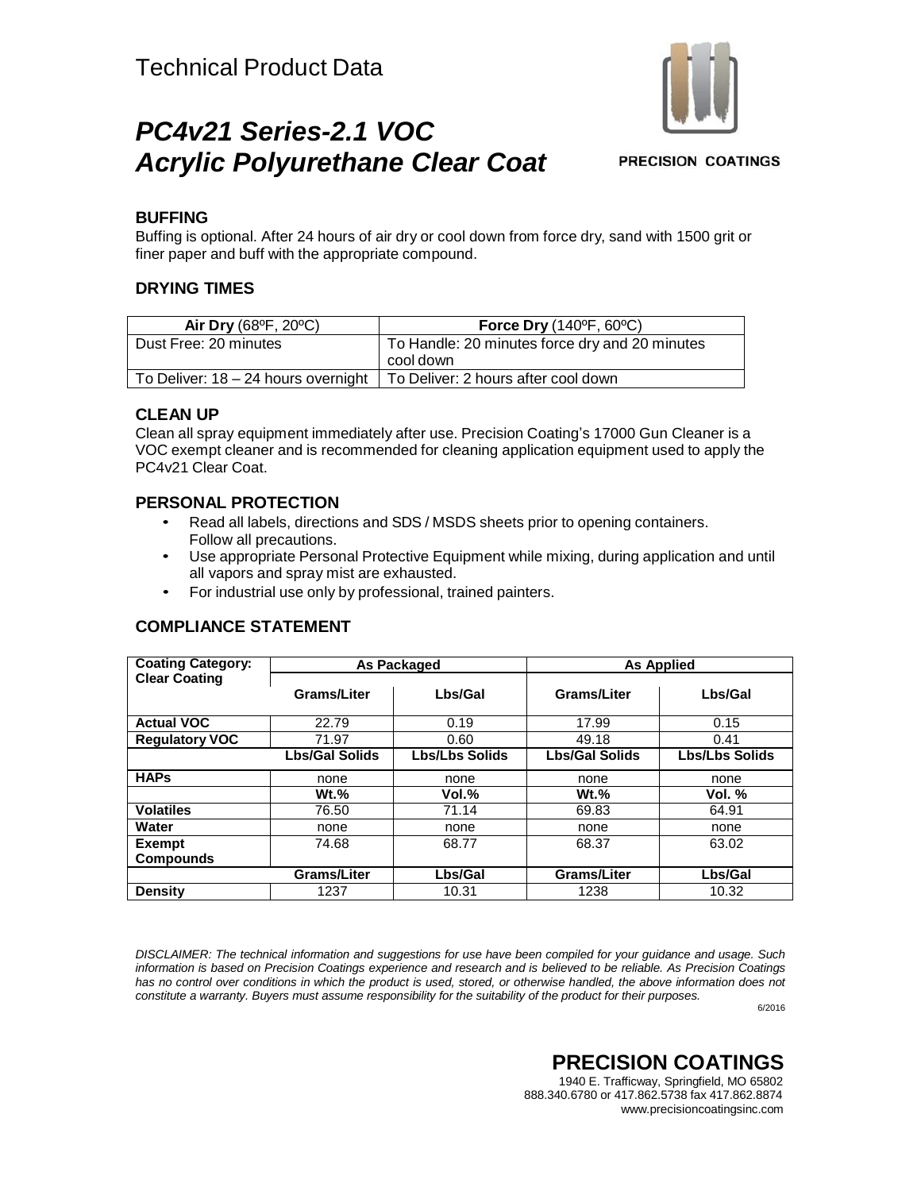Technical Product Data

# PC4v21 Series-2.1 VOC Acrylic Polyurethane Clear Coat

PRECISION COATINGS

## BUFFING

Buffing is optional. After 24 hours of air dry or cool down from force dry, sand with 1500 grit or finer paper and buff with the appropriate compound.

## DRYING TIMES

| **Air Dry** (68ºF, 20ºC) | **Force Dry** (140ºF, 60ºC) |
|---|---|
| Dust Free: 20 minutes | To Handle: 20 minutes force dry and 20 minutes cool down |
| To Deliver: 18 – 24 hours overnight | To Deliver: 2 hours after cool down |

## CLEAN UP

Clean all spray equipment immediately after use. Precision Coating's 17000 Gun Cleaner is a VOC exempt cleaner and is recommended for cleaning application equipment used to apply the PC4v21 Clear Coat.

## PERSONAL PROTECTION

- Read all labels, directions and SDS / MSDS sheets prior to opening containers. Follow all precautions.
- Use appropriate Personal Protective Equipment while mixing, during application and until all vapors and spray mist are exhausted.
- For industrial use only by professional, trained painters.

## COMPLIANCE STATEMENT

| **Coating Category: Clear Coating** | **As Packaged** | | **As Applied** | |
|---|---|---|---|---|
| | **Grams/Liter** | **Lbs/Gal** | **Grams/Liter** | **Lbs/Gal** |
| **Actual VOC** | 22.79 | 0.19 | 17.99 | 0.15 |
| **Regulatory VOC** | 71.97 | 0.60 | 49.18 | 0.41 |
| | **Lbs/Gal Solids** | **Lbs/Lbs Solids** | **Lbs/Gal Solids** | **Lbs/Lbs Solids** |
| **HAPs** | none | none | none | none |
| | **Wt.%** | **Vol.%** | **Wt.%** | **Vol. %** |
| **Volatiles** | 76.50 | 71.14 | 69.83 | 64.91 |
| **Water** | none | none | none | none |
| **Exempt Compounds** | 74.68 | 68.77 | 68.37 | 63.02 |
| | **Grams/Liter** | **Lbs/Gal** | **Grams/Liter** | **Lbs/Gal** |
| **Density** | 1237 | 10.31 | 1238 | 10.32 |

*DISCLAIMER: The technical information and suggestions for use have been compiled for your guidance and usage. Such information is based on Precision Coatings experience and research and is believed to be reliable. As Precision Coatings has no control over conditions in which the product is used, stored, or otherwise handled, the above information does not constitute a warranty. Buyers must assume responsibility for the suitability of the product for their purposes.*

6/2016

**PRECISION COATINGS**
1940 E. Trafficway, Springfield, MO 65802
888.340.6780 or 417.862.5738 fax 417.862.8874
www.precisioncoatingsinc.com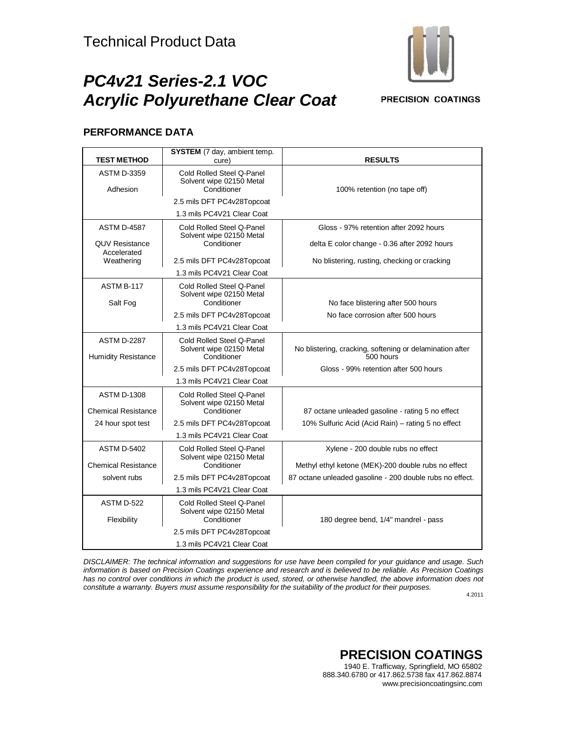Technical Product Data

# PC4v21 Series-2.1 VOC Acrylic Polyurethane Clear Coat

PRECISION COATINGS

## PERFORMANCE DATA

| TEST METHOD | SYSTEM (7 day, ambient temp. cure) | RESULTS |
|---|---|---|
| ASTM D-3359<br>Adhesion | Cold Rolled Steel Q-Panel Solvent wipe 02150 Metal Conditioner<br>2.5 mils DFT PC4v28Topcoat<br>1.3 mils PC4V21 Clear Coat | 100% retention (no tape off) |
| ASTM D-4587<br>QUV Resistance Accelerated Weathering | Cold Rolled Steel Q-Panel Solvent wipe 02150 Metal Conditioner<br>2.5 mils DFT PC4v28Topcoat<br>1.3 mils PC4V21 Clear Coat | Gloss - 97% retention after 2092 hours<br>delta E color change - 0.36 after 2092 hours<br>No blistering, rusting, checking or cracking |
| ASTM B-117<br>Salt Fog | Cold Rolled Steel Q-Panel Solvent wipe 02150 Metal Conditioner<br>2.5 mils DFT PC4v28Topcoat<br>1.3 mils PC4V21 Clear Coat | No face blistering after 500 hours<br>No face corrosion after 500 hours |
| ASTM D-2287<br>Humidity Resistance | Cold Rolled Steel Q-Panel Solvent wipe 02150 Metal Conditioner<br>2.5 mils DFT PC4v28Topcoat<br>1.3 mils PC4V21 Clear Coat | No blistering, cracking, softening or delamination after 500 hours<br>Gloss - 99% retention after 500 hours |
| ASTM D-1308<br>Chemical Resistance<br>24 hour spot test | Cold Rolled Steel Q-Panel Solvent wipe 02150 Metal Conditioner<br>2.5 mils DFT PC4v28Topcoat<br>1.3 mils PC4V21 Clear Coat | 87 octane unleaded gasoline - rating 5 no effect<br>10% Sulfuric Acid (Acid Rain) – rating 5 no effect |
| ASTM D-5402<br>Chemical Resistance<br>solvent rubs | Cold Rolled Steel Q-Panel Solvent wipe 02150 Metal Conditioner<br>2.5 mils DFT PC4v28Topcoat<br>1.3 mils PC4V21 Clear Coat | Xylene - 200 double rubs no effect<br>Methyl ethyl ketone (MEK)-200 double rubs no effect<br>87 octane unleaded gasoline - 200 double rubs no effect. |
| ASTM D-522<br>Flexibility | Cold Rolled Steel Q-Panel Solvent wipe 02150 Metal Conditioner<br>2.5 mils DFT PC4v28Topcoat<br>1.3 mils PC4V21 Clear Coat | 180 degree bend, 1/4" mandrel - pass |

*DISCLAIMER: The technical information and suggestions for use have been compiled for your guidance and usage. Such information is based on Precision Coatings experience and research and is believed to be reliable. As Precision Coatings has no control over conditions in which the product is used, stored, or otherwise handled, the above information does not constitute a warranty. Buyers must assume responsibility for the suitability of the product for their purposes.*

4.2011

**PRECISION COATINGS**
1940 E. Trafficway, Springfield, MO 65802
888.340.6780 or 417.862.5738 fax 417.862.8874
www.precisioncoatingsinc.com